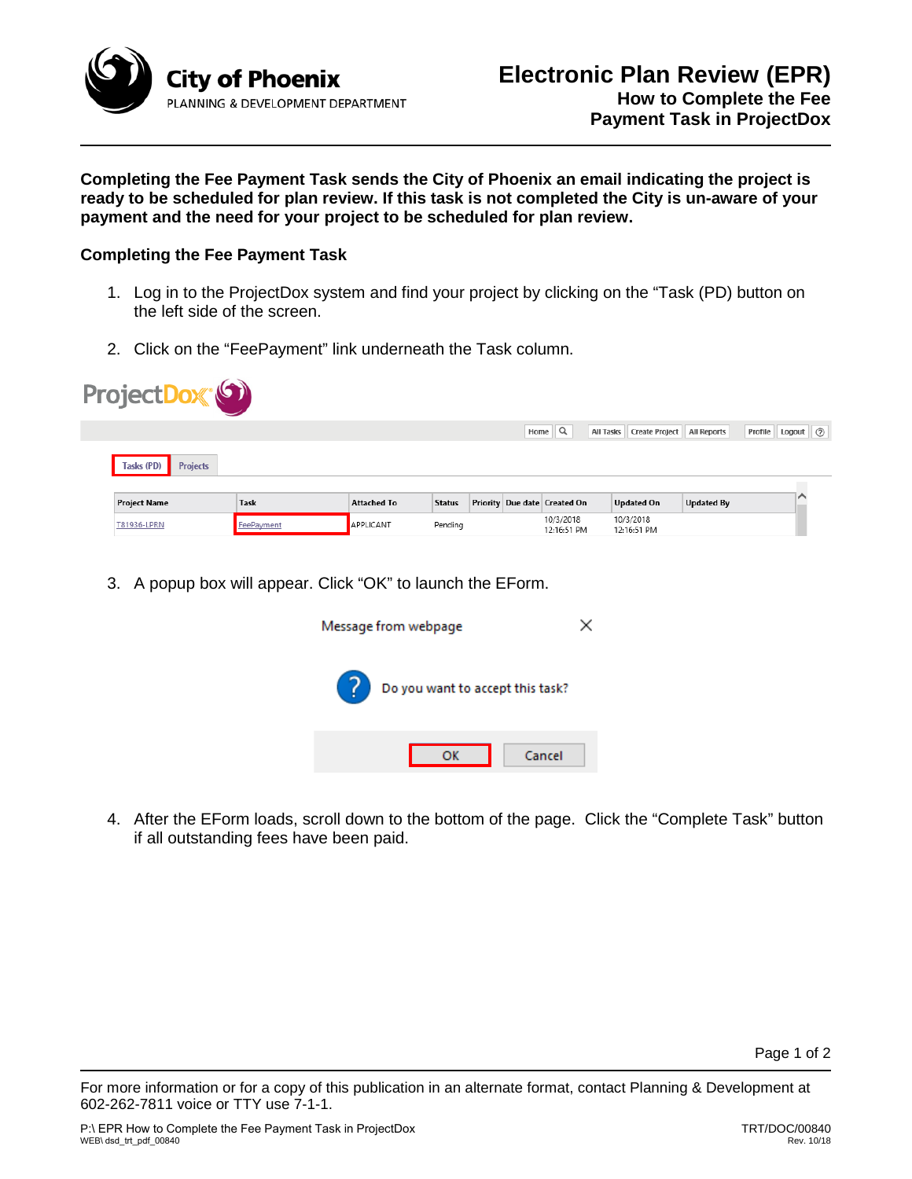# Electronic Plan Review (EPR)

## How to Complete the Fee Payment Task in ProjectDox

City of Phoenix
PLANNING & DEVELOPMENT DEPARTMENT

**Completing the Fee Payment Task sends the City of Phoenix an email indicating the project is ready to be scheduled for plan review. If this task is not completed the City is un-aware of your payment and the need for your project to be scheduled for plan review.**

### Completing the Fee Payment Task

1. Log in to the ProjectDox system and find your project by clicking on the "Task (PD) button on the left side of the screen.

2. Click on the "FeePayment" link underneath the Task column.

3. A popup box will appear. Click "OK" to launch the EForm.

4. After the EForm loads, scroll down to the bottom of the page. Click the "Complete Task" button if all outstanding fees have been paid.

For more information or for a copy of this publication in an alternate format, contact Planning & Development at 602-262-7811 voice or TTY use 7-1-1.

P:\ EPR How to Complete the Fee Payment Task in ProjectDox
WEB\ dsd_trt_pdf_00840

TRT/DOC/00840
Rev. 10/18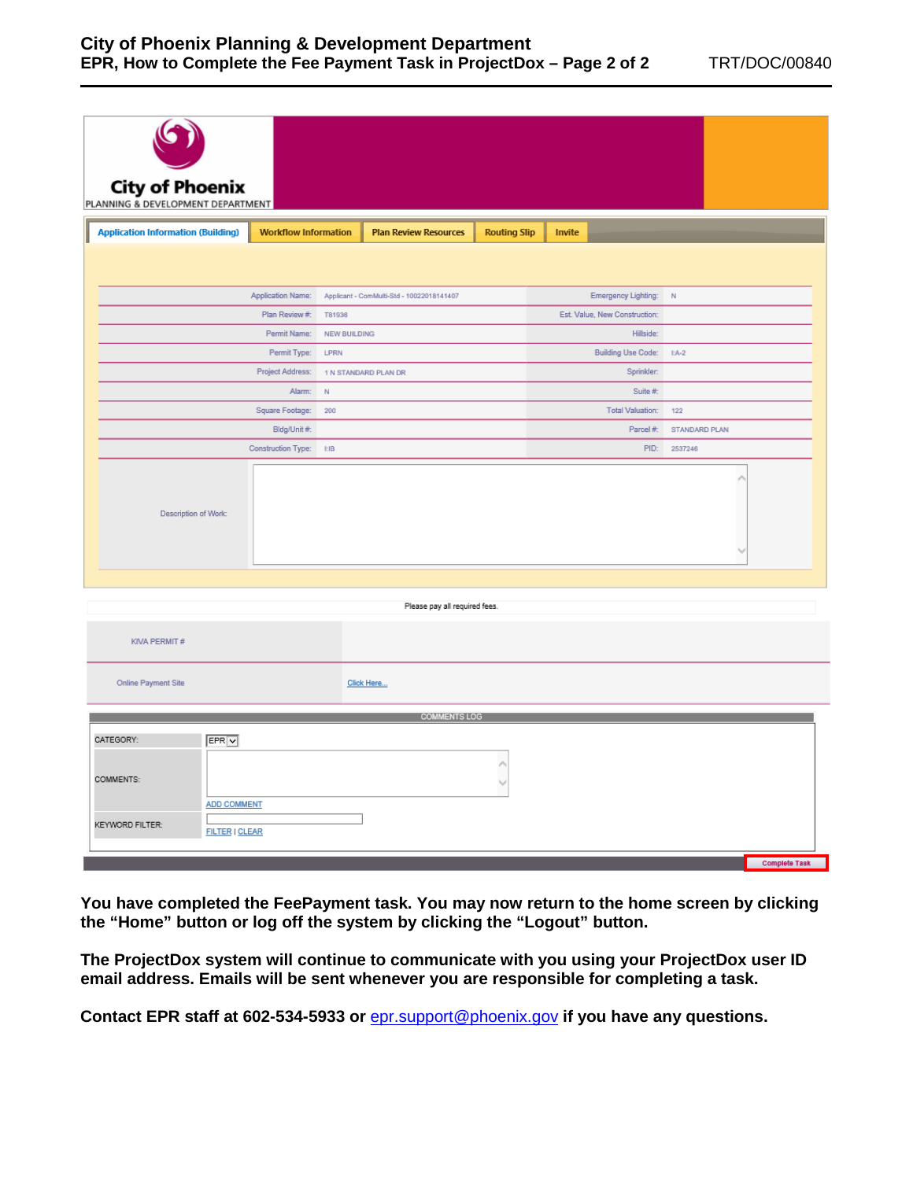City of Phoenix

PLANNING & DEVELOPMENT DEPARTMENT

Application Information (Building) | Workflow Information | Plan Review Resources | Routing Slip | Invite

| | | | |
|---|---|---|---|
| Application Name: | Applicant - ComMulti-Std - 10022018141407 | Emergency Lighting: | N |
| Plan Review #: | T81936 | Est. Value, New Construction: | |
| Permit Name: | NEW BUILDING | Hillside: | |
| Permit Type: | LPRN | Building Use Code: | I:A-2 |
| Project Address: | 1 N STANDARD PLAN DR | Sprinkler: | |
| Alarm: | N | Suite #: | |
| Square Footage: | 200 | Total Valuation: | 122 |
| Bldg/Unit #: | | Parcel #: | STANDARD PLAN |
| Construction Type: | I:IB | PID: | 2537246 |
| Description of Work: | | | |

Please pay all required fees.

| | |
|---|---|
| KIVA PERMIT # | |
| Online Payment Site | Click Here... |

COMMENTS LOG

CATEGORY: EPR

COMMENTS:

ADD COMMENT

KEYWORD FILTER:

FILTER | CLEAR

Complete Task

**You have completed the FeePayment task. You may now return to the home screen by clicking the "Home" button or log off the system by clicking the "Logout" button.**

**The ProjectDox system will continue to communicate with you using your ProjectDox user ID email address. Emails will be sent whenever you are responsible for completing a task.**

**Contact EPR staff at 602-534-5933 or** epr.support@phoenix.gov **if you have any questions.**